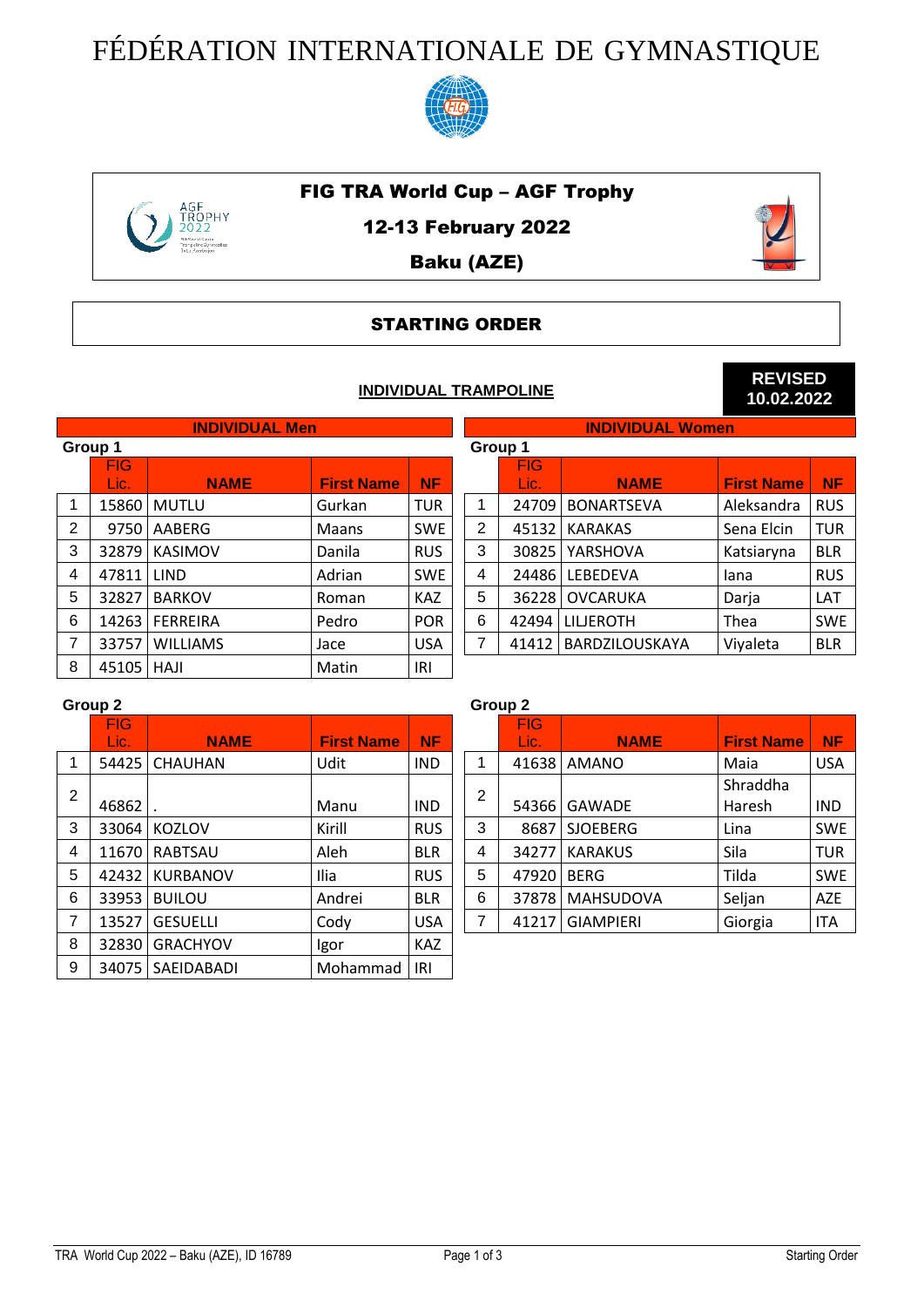# FÉDÉRATION INTERNATIONALE DE GYMNASTIQUE

## FIG TRA World Cup – AGF Trophy

**12-13 February 2022**

**Baku (AZE)**

## STARTING ORDER

**INDIVIDUAL TRAMPOLINE**

**REVISED 10.02.2022**

### INDIVIDUAL Men

**Group 1**

| | FIG Lic. | NAME | First Name | NF |
|---|---|---|---|---|
| 1 | 15860 | MUTLU | Gurkan | TUR |
| 2 | 9750 | AABERG | Maans | SWE |
| 3 | 32879 | KASIMOV | Danila | RUS |
| 4 | 47811 | LIND | Adrian | SWE |
| 5 | 32827 | BARKOV | Roman | KAZ |
| 6 | 14263 | FERREIRA | Pedro | POR |
| 7 | 33757 | WILLIAMS | Jace | USA |
| 8 | 45105 | HAJI | Matin | IRI |

**Group 2**

| | FIG Lic. | NAME | First Name | NF |
|---|---|---|---|---|
| 1 | 54425 | CHAUHAN | Udit | IND |
| 2 | 46862 | . | Manu | IND |
| 3 | 33064 | KOZLOV | Kirill | RUS |
| 4 | 11670 | RABTSAU | Aleh | BLR |
| 5 | 42432 | KURBANOV | Ilia | RUS |
| 6 | 33953 | BUILOU | Andrei | BLR |
| 7 | 13527 | GESUELLI | Cody | USA |
| 8 | 32830 | GRACHYOV | Igor | KAZ |
| 9 | 34075 | SAEIDABADI | Mohammad | IRI |

### INDIVIDUAL Women

**Group 1**

| | FIG Lic. | NAME | First Name | NF |
|---|---|---|---|---|
| 1 | 24709 | BONARTSEVA | Aleksandra | RUS |
| 2 | 45132 | KARAKAS | Sena Elcin | TUR |
| 3 | 30825 | YARSHOVA | Katsiaryna | BLR |
| 4 | 24486 | LEBEDEVA | Iana | RUS |
| 5 | 36228 | OVCARUKA | Darja | LAT |
| 6 | 42494 | LILJEROTH | Thea | SWE |
| 7 | 41412 | BARDZILOUSKAYA | Viyaleta | BLR |

**Group 2**

| | FIG Lic. | NAME | First Name | NF |
|---|---|---|---|---|
| 1 | 41638 | AMANO | Maia | USA |
| 2 | 54366 | GAWADE | Shraddha Haresh | IND |
| 3 | 8687 | SJOEBERG | Lina | SWE |
| 4 | 34277 | KARAKUS | Sila | TUR |
| 5 | 47920 | BERG | Tilda | SWE |
| 6 | 37878 | MAHSUDOVA | Seljan | AZE |
| 7 | 41217 | GIAMPIERI | Giorgia | ITA |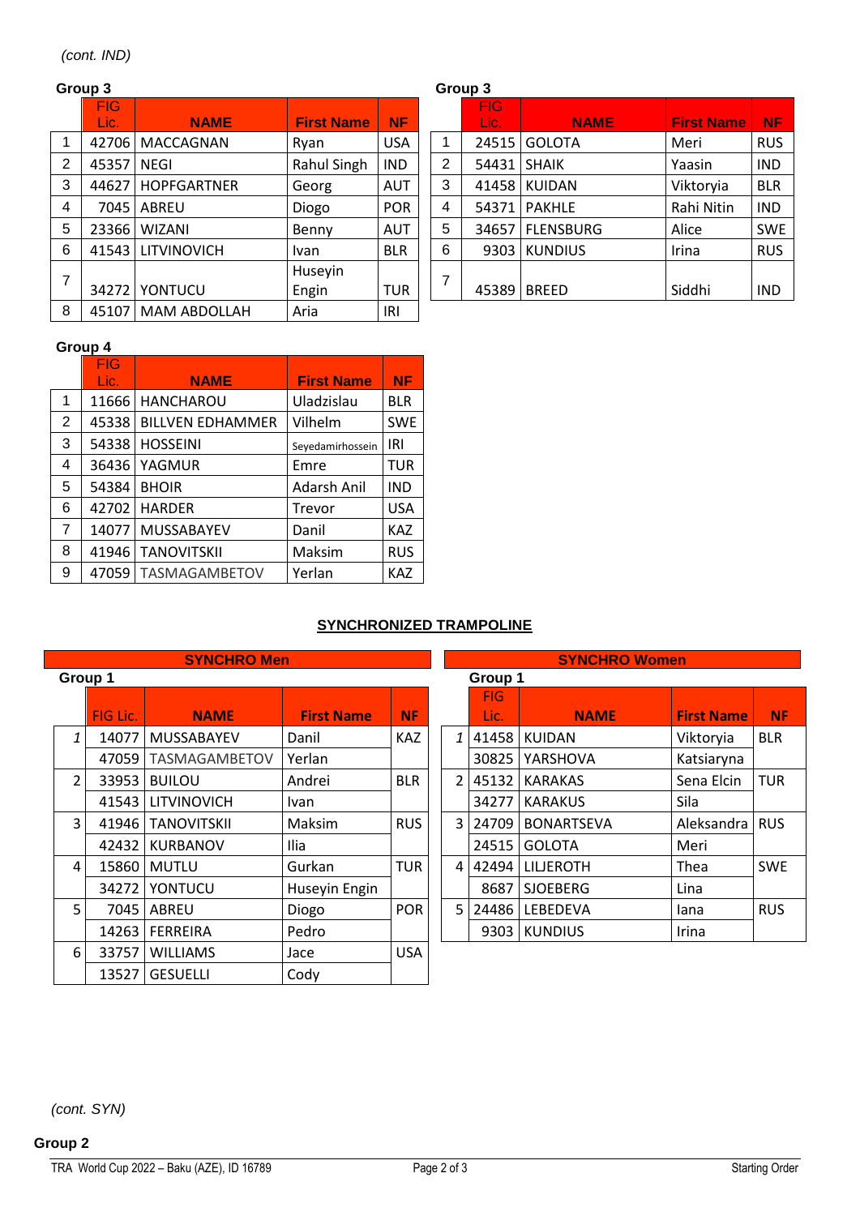*(cont. IND)*

**Group 3**

| | FIG Lic. | NAME | First Name | NF |
|---|---|---|---|---|
| 1 | 42706 | MACCAGNAN | Ryan | USA |
| 2 | 45357 | NEGI | Rahul Singh | IND |
| 3 | 44627 | HOPFGARTNER | Georg | AUT |
| 4 | 7045 | ABREU | Diogo | POR |
| 5 | 23366 | WIZANI | Benny | AUT |
| 6 | 41543 | LITVINOVICH | Ivan | BLR |
| 7 | 34272 | YONTUCU | Huseyin Engin | TUR |
| 8 | 45107 | MAM ABDOLLAH | Aria | IRI |

**Group 3**

| | FIG Lic. | NAME | First Name | NF |
|---|---|---|---|---|
| 1 | 24515 | GOLOTA | Meri | RUS |
| 2 | 54431 | SHAIK | Yaasin | IND |
| 3 | 41458 | KUIDAN | Viktoryia | BLR |
| 4 | 54371 | PAKHLE | Rahi Nitin | IND |
| 5 | 34657 | FLENSBURG | Alice | SWE |
| 6 | 9303 | KUNDIUS | Irina | RUS |
| 7 | 45389 | BREED | Siddhi | IND |

**Group 4**

| | FIG Lic. | NAME | First Name | NF |
|---|---|---|---|---|
| 1 | 11666 | HANCHAROU | Uladzislau | BLR |
| 2 | 45338 | BILLVEN EDHAMMER | Vilhelm | SWE |
| 3 | 54338 | HOSSEINI | Seyedamirhossein | IRI |
| 4 | 36436 | YAGMUR | Emre | TUR |
| 5 | 54384 | BHOIR | Adarsh Anil | IND |
| 6 | 42702 | HARDER | Trevor | USA |
| 7 | 14077 | MUSSABAYEV | Danil | KAZ |
| 8 | 41946 | TANOVITSKII | Maksim | RUS |
| 9 | 47059 | TASMAGAMBETOV | Yerlan | KAZ |

## SYNCHRONIZED TRAMPOLINE

### SYNCHRO Men

**Group 1**

| | FIG Lic. | NAME | First Name | NF |
|---|---|---|---|---|
| 1 | 14077 | MUSSABAYEV | Danil | KAZ |
| | 47059 | TASMAGAMBETOV | Yerlan | |
| 2 | 33953 | BUILOU | Andrei | BLR |
| | 41543 | LITVINOVICH | Ivan | |
| 3 | 41946 | TANOVITSKII | Maksim | RUS |
| | 42432 | KURBANOV | Ilia | |
| 4 | 15860 | MUTLU | Gurkan | TUR |
| | 34272 | YONTUCU | Huseyin Engin | |
| 5 | 7045 | ABREU | Diogo | POR |
| | 14263 | FERREIRA | Pedro | |
| 6 | 33757 | WILLIAMS | Jace | USA |
| | 13527 | GESUELLI | Cody | |

### SYNCHRO Women

**Group 1**

| | FIG Lic. | NAME | First Name | NF |
|---|---|---|---|---|
| 1 | 41458 | KUIDAN | Viktoryia | BLR |
| | 30825 | YARSHOVA | Katsiaryna | |
| 2 | 45132 | KARAKAS | Sena Elcin | TUR |
| | 34277 | KARAKUS | Sila | |
| 3 | 24709 | BONARTSEVA | Aleksandra | RUS |
| | 24515 | GOLOTA | Meri | |
| 4 | 42494 | LILJEROTH | Thea | SWE |
| | 8687 | SJOEBERG | Lina | |
| 5 | 24486 | LEBEDEVA | Iana | RUS |
| | 9303 | KUNDIUS | Irina | |

*(cont. SYN)*

**Group 2**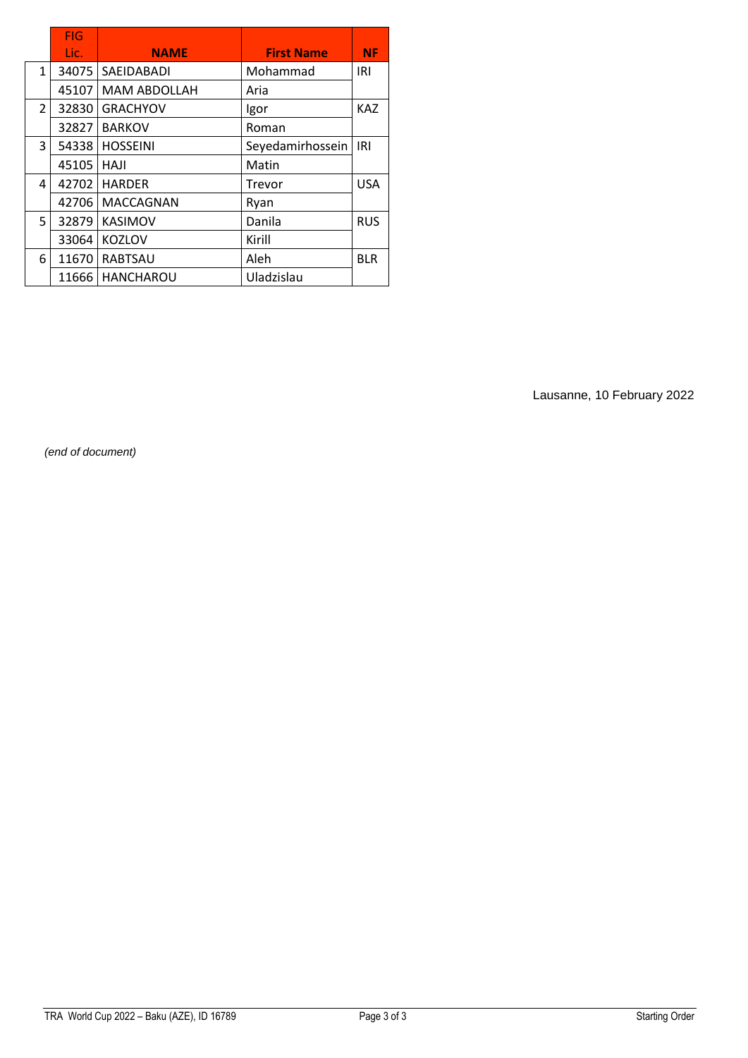| | FIG Lic. | NAME | First Name | NF |
|---|---|---|---|---|
| 1 | 34075 | SAEIDABADI | Mohammad | IRI |
| | 45107 | MAM ABDOLLAH | Aria | |
| 2 | 32830 | GRACHYOV | Igor | KAZ |
| | 32827 | BARKOV | Roman | |
| 3 | 54338 | HOSSEINI | Seyedamirhossein | IRI |
| | 45105 | HAJI | Matin | |
| 4 | 42702 | HARDER | Trevor | USA |
| | 42706 | MACCAGNAN | Ryan | |
| 5 | 32879 | KASIMOV | Danila | RUS |
| | 33064 | KOZLOV | Kirill | |
| 6 | 11670 | RABTSAU | Aleh | BLR |
| | 11666 | HANCHAROU | Uladzislau | |

Lausanne, 10 February 2022

*(end of document)*